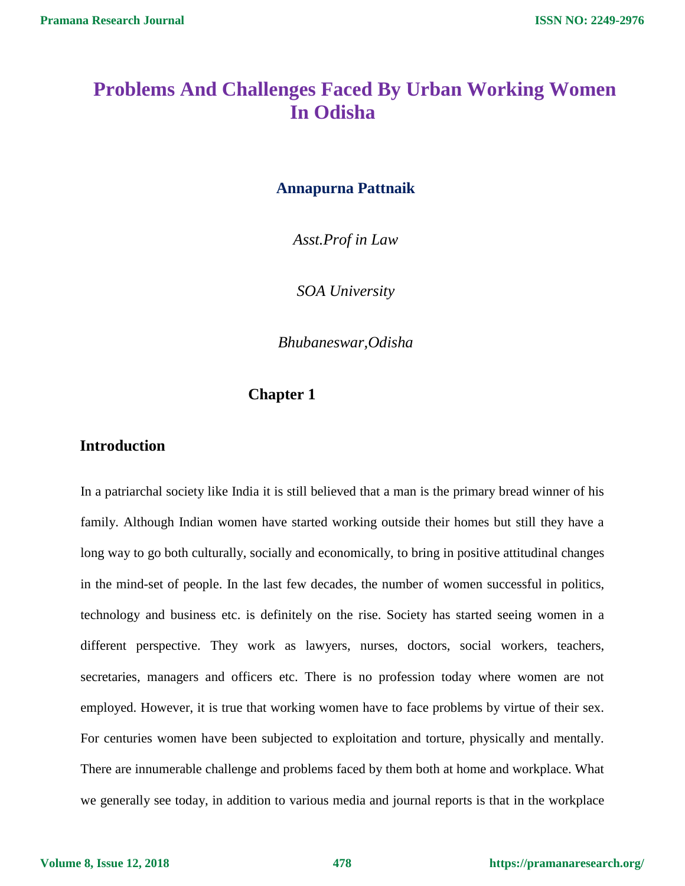# Problems And Challenges Faced By Urban Working Women In Odisha

**Annapurna Pattnaik**

*Asst.Prof in Law*

*SOA University*

*Bhubaneswar,Odisha*

**Chapter 1**

## Introduction

In a patriarchal society like India it is still believed that a man is the primary bread winner of his family. Although Indian women have started working outside their homes but still they have a long way to go both culturally, socially and economically, to bring in positive attitudinal changes in the mind-set of people. In the last few decades, the number of women successful in politics, technology and business etc. is definitely on the rise. Society has started seeing women in a different perspective. They work as lawyers, nurses, doctors, social workers, teachers, secretaries, managers and officers etc. There is no profession today where women are not employed. However, it is true that working women have to face problems by virtue of their sex. For centuries women have been subjected to exploitation and torture, physically and mentally. There are innumerable challenge and problems faced by them both at home and workplace. What we generally see today, in addition to various media and journal reports is that in the workplace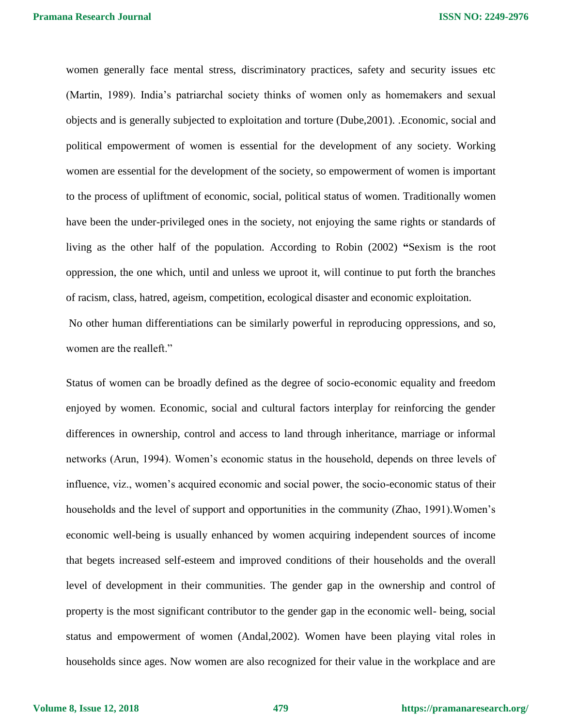women generally face mental stress, discriminatory practices, safety and security issues etc (Martin, 1989). India's patriarchal society thinks of women only as homemakers and sexual objects and is generally subjected to exploitation and torture (Dube,2001). .Economic, social and political empowerment of women is essential for the development of any society. Working women are essential for the development of the society, so empowerment of women is important to the process of upliftment of economic, social, political status of women. Traditionally women have been the under-privileged ones in the society, not enjoying the same rights or standards of living as the other half of the population. According to Robin (2002) **"**Sexism is the root oppression, the one which, until and unless we uproot it, will continue to put forth the branches of racism, class, hatred, ageism, competition, ecological disaster and economic exploitation.

No other human differentiations can be similarly powerful in reproducing oppressions, and so, women are the realleft."

Status of women can be broadly defined as the degree of socio-economic equality and freedom enjoyed by women. Economic, social and cultural factors interplay for reinforcing the gender differences in ownership, control and access to land through inheritance, marriage or informal networks (Arun, 1994). Women's economic status in the household, depends on three levels of influence, viz., women's acquired economic and social power, the socio-economic status of their households and the level of support and opportunities in the community (Zhao, 1991).Women's economic well-being is usually enhanced by women acquiring independent sources of income that begets increased self-esteem and improved conditions of their households and the overall level of development in their communities. The gender gap in the ownership and control of property is the most significant contributor to the gender gap in the economic well- being, social status and empowerment of women (Andal,2002). Women have been playing vital roles in households since ages. Now women are also recognized for their value in the workplace and are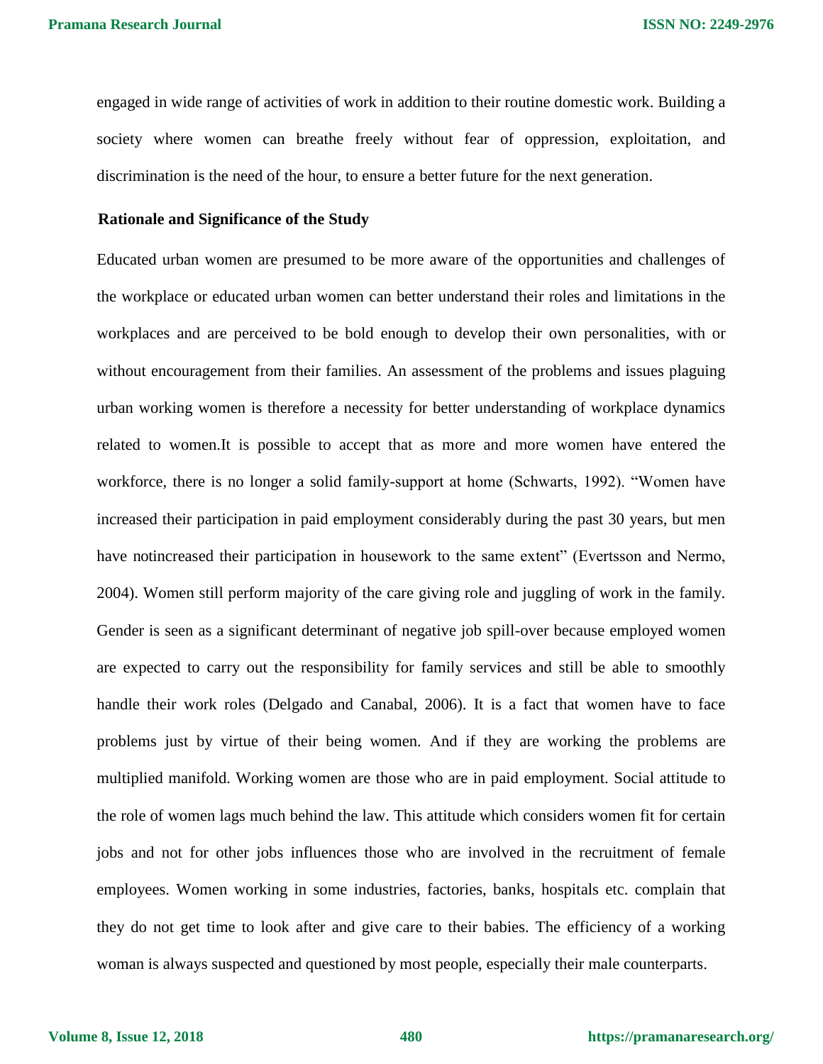engaged in wide range of activities of work in addition to their routine domestic work. Building a society where women can breathe freely without fear of oppression, exploitation, and discrimination is the need of the hour, to ensure a better future for the next generation.

## Rationale and Significance of the Study

Educated urban women are presumed to be more aware of the opportunities and challenges of the workplace or educated urban women can better understand their roles and limitations in the workplaces and are perceived to be bold enough to develop their own personalities, with or without encouragement from their families. An assessment of the problems and issues plaguing urban working women is therefore a necessity for better understanding of workplace dynamics related to women.It is possible to accept that as more and more women have entered the workforce, there is no longer a solid family-support at home (Schwarts, 1992). "Women have increased their participation in paid employment considerably during the past 30 years, but men have notincreased their participation in housework to the same extent" (Evertsson and Nermo, 2004). Women still perform majority of the care giving role and juggling of work in the family. Gender is seen as a significant determinant of negative job spill-over because employed women are expected to carry out the responsibility for family services and still be able to smoothly handle their work roles (Delgado and Canabal, 2006). It is a fact that women have to face problems just by virtue of their being women. And if they are working the problems are multiplied manifold. Working women are those who are in paid employment. Social attitude to the role of women lags much behind the law. This attitude which considers women fit for certain jobs and not for other jobs influences those who are involved in the recruitment of female employees. Women working in some industries, factories, banks, hospitals etc. complain that they do not get time to look after and give care to their babies. The efficiency of a working woman is always suspected and questioned by most people, especially their male counterparts.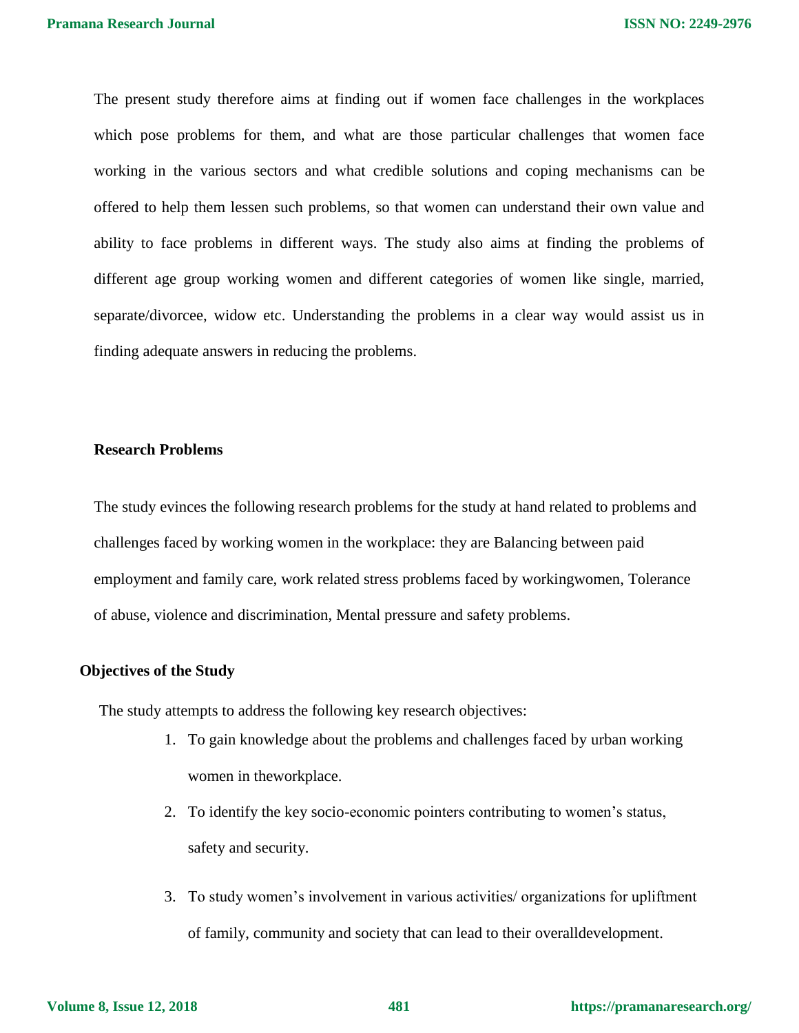The present study therefore aims at finding out if women face challenges in the workplaces which pose problems for them, and what are those particular challenges that women face working in the various sectors and what credible solutions and coping mechanisms can be offered to help them lessen such problems, so that women can understand their own value and ability to face problems in different ways. The study also aims at finding the problems of different age group working women and different categories of women like single, married, separate/divorcee, widow etc. Understanding the problems in a clear way would assist us in finding adequate answers in reducing the problems.

**Research Problems**

The study evinces the following research problems for the study at hand related to problems and challenges faced by working women in the workplace: they are Balancing between paid employment and family care, work related stress problems faced by workingwomen, Tolerance of abuse, violence and discrimination, Mental pressure and safety problems.

**Objectives of the Study**

The study attempts to address the following key research objectives:

1. To gain knowledge about the problems and challenges faced by urban working women in theworkplace.
2. To identify the key socio-economic pointers contributing to women's status, safety and security.
3. To study women's involvement in various activities/ organizations for upliftment of family, community and society that can lead to their overalldevelopment.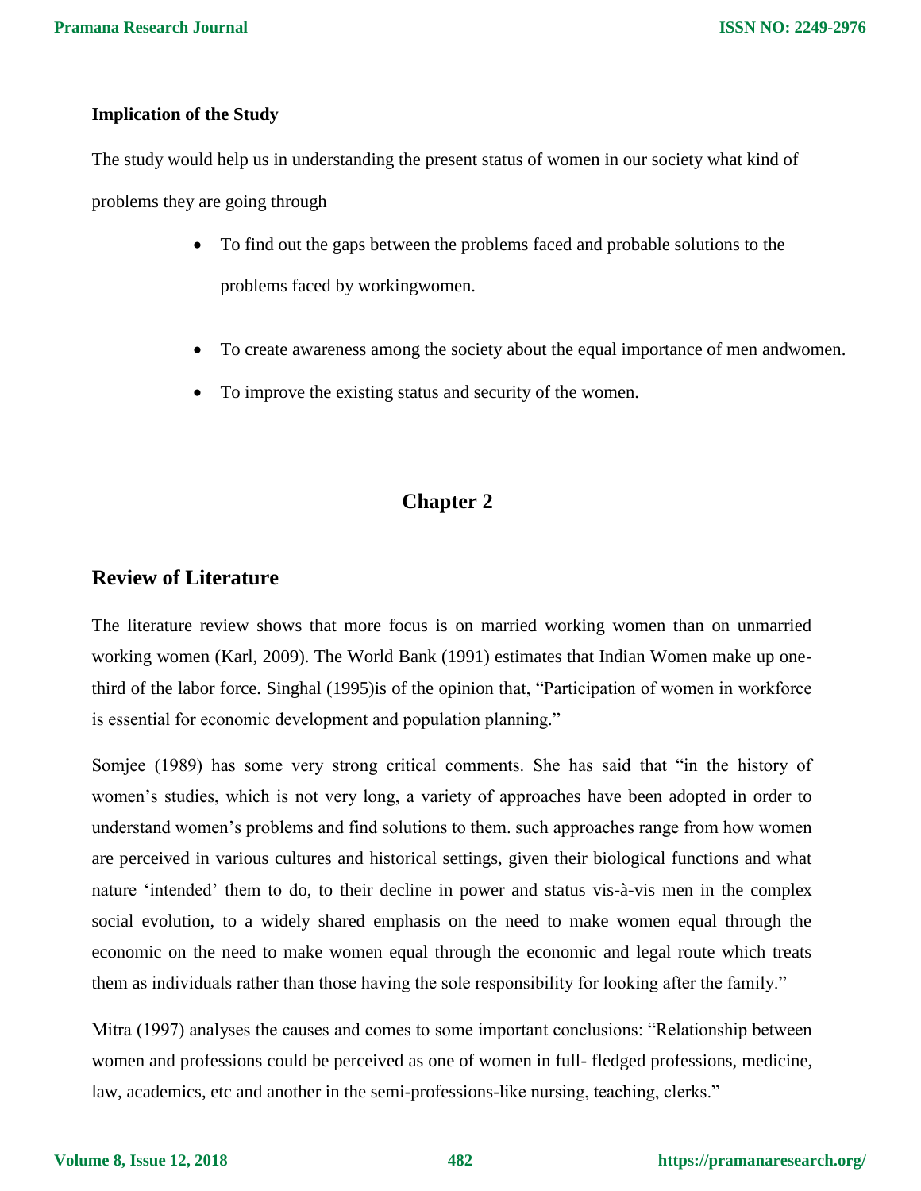**Implication of the Study**

The study would help us in understanding the present status of women in our society what kind of problems they are going through

- To find out the gaps between the problems faced and probable solutions to the problems faced by workingwomen.

- To create awareness among the society about the equal importance of men andwomen.
- To improve the existing status and security of the women.

## Chapter 2

## Review of Literature

The literature review shows that more focus is on married working women than on unmarried working women (Karl, 2009). The World Bank (1991) estimates that Indian Women make up one-third of the labor force. Singhal (1995)is of the opinion that, "Participation of women in workforce is essential for economic development and population planning."

Somjee (1989) has some very strong critical comments. She has said that "in the history of women's studies, which is not very long, a variety of approaches have been adopted in order to understand women's problems and find solutions to them. such approaches range from how women are perceived in various cultures and historical settings, given their biological functions and what nature 'intended' them to do, to their decline in power and status vis-à-vis men in the complex social evolution, to a widely shared emphasis on the need to make women equal through the economic on the need to make women equal through the economic and legal route which treats them as individuals rather than those having the sole responsibility for looking after the family."

Mitra (1997) analyses the causes and comes to some important conclusions: "Relationship between women and professions could be perceived as one of women in full- fledged professions, medicine, law, academics, etc and another in the semi-professions-like nursing, teaching, clerks."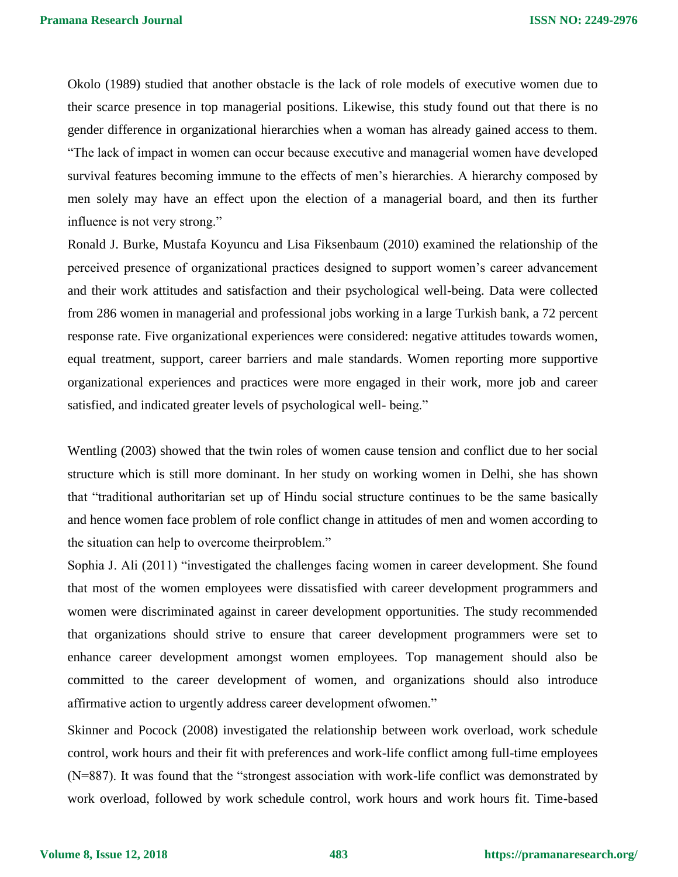Okolo (1989) studied that another obstacle is the lack of role models of executive women due to their scarce presence in top managerial positions. Likewise, this study found out that there is no gender difference in organizational hierarchies when a woman has already gained access to them. "The lack of impact in women can occur because executive and managerial women have developed survival features becoming immune to the effects of men's hierarchies. A hierarchy composed by men solely may have an effect upon the election of a managerial board, and then its further influence is not very strong."

Ronald J. Burke, Mustafa Koyuncu and Lisa Fiksenbaum (2010) examined the relationship of the perceived presence of organizational practices designed to support women's career advancement and their work attitudes and satisfaction and their psychological well-being. Data were collected from 286 women in managerial and professional jobs working in a large Turkish bank, a 72 percent response rate. Five organizational experiences were considered: negative attitudes towards women, equal treatment, support, career barriers and male standards. Women reporting more supportive organizational experiences and practices were more engaged in their work, more job and career satisfied, and indicated greater levels of psychological well- being."

Wentling (2003) showed that the twin roles of women cause tension and conflict due to her social structure which is still more dominant. In her study on working women in Delhi, she has shown that "traditional authoritarian set up of Hindu social structure continues to be the same basically and hence women face problem of role conflict change in attitudes of men and women according to the situation can help to overcome theirproblem."

Sophia J. Ali (2011) "investigated the challenges facing women in career development. She found that most of the women employees were dissatisfied with career development programmers and women were discriminated against in career development opportunities. The study recommended that organizations should strive to ensure that career development programmers were set to enhance career development amongst women employees. Top management should also be committed to the career development of women, and organizations should also introduce affirmative action to urgently address career development ofwomen."

Skinner and Pocock (2008) investigated the relationship between work overload, work schedule control, work hours and their fit with preferences and work-life conflict among full-time employees (N=887). It was found that the "strongest association with work-life conflict was demonstrated by work overload, followed by work schedule control, work hours and work hours fit. Time-based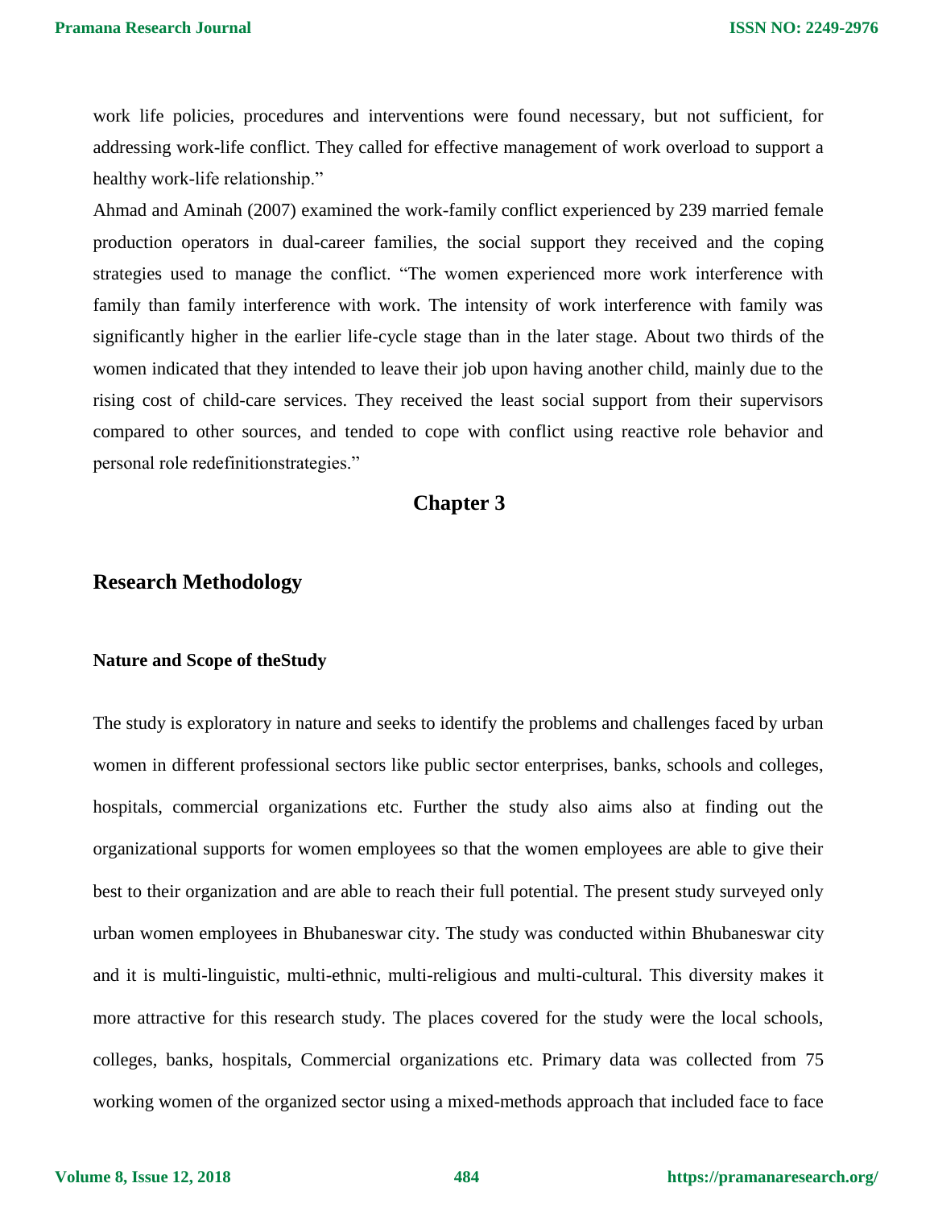work life policies, procedures and interventions were found necessary, but not sufficient, for addressing work-life conflict. They called for effective management of work overload to support a healthy work-life relationship."

Ahmad and Aminah (2007) examined the work-family conflict experienced by 239 married female production operators in dual-career families, the social support they received and the coping strategies used to manage the conflict. "The women experienced more work interference with family than family interference with work. The intensity of work interference with family was significantly higher in the earlier life-cycle stage than in the later stage. About two thirds of the women indicated that they intended to leave their job upon having another child, mainly due to the rising cost of child-care services. They received the least social support from their supervisors compared to other sources, and tended to cope with conflict using reactive role behavior and personal role redefinitionstrategies."

# Chapter 3

## Research Methodology

### Nature and Scope of theStudy

The study is exploratory in nature and seeks to identify the problems and challenges faced by urban women in different professional sectors like public sector enterprises, banks, schools and colleges, hospitals, commercial organizations etc. Further the study also aims also at finding out the organizational supports for women employees so that the women employees are able to give their best to their organization and are able to reach their full potential. The present study surveyed only urban women employees in Bhubaneswar city. The study was conducted within Bhubaneswar city and it is multi-linguistic, multi-ethnic, multi-religious and multi-cultural. This diversity makes it more attractive for this research study. The places covered for the study were the local schools, colleges, banks, hospitals, Commercial organizations etc. Primary data was collected from 75 working women of the organized sector using a mixed-methods approach that included face to face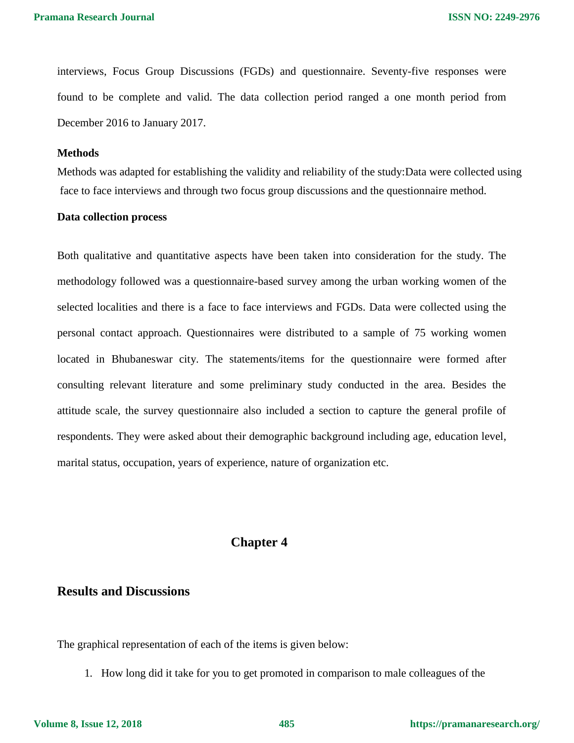interviews, Focus Group Discussions (FGDs) and questionnaire. Seventy-five responses were found to be complete and valid. The data collection period ranged a one month period from December 2016 to January 2017.

**Methods**

Methods was adapted for establishing the validity and reliability of the study:Data were collected using face to face interviews and through two focus group discussions and the questionnaire method.

**Data collection process**

Both qualitative and quantitative aspects have been taken into consideration for the study. The methodology followed was a questionnaire-based survey among the urban working women of the selected localities and there is a face to face interviews and FGDs. Data were collected using the personal contact approach. Questionnaires were distributed to a sample of 75 working women located in Bhubaneswar city. The statements/items for the questionnaire were formed after consulting relevant literature and some preliminary study conducted in the area. Besides the attitude scale, the survey questionnaire also included a section to capture the general profile of respondents. They were asked about their demographic background including age, education level, marital status, occupation, years of experience, nature of organization etc.

# Chapter 4

## Results and Discussions

The graphical representation of each of the items is given below:

1. How long did it take for you to get promoted in comparison to male colleagues of the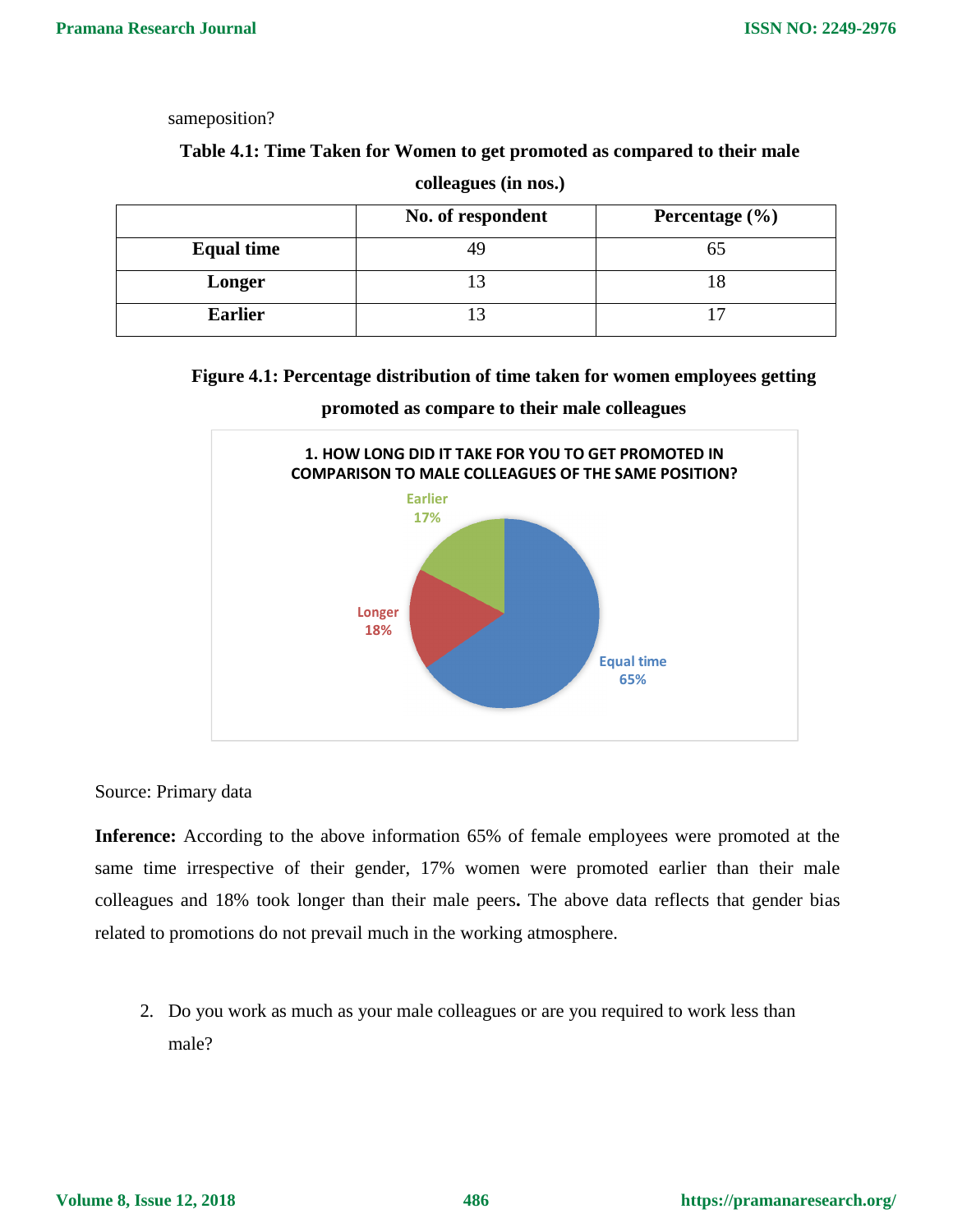sameposition?

**Table 4.1: Time Taken for Women to get promoted as compared to their male colleagues (in nos.)**

| | No. of respondent | Percentage (%) |
|---|---|---|
| **Equal time** | 49 | 65 |
| **Longer** | 13 | 18 |
| **Earlier** | 13 | 17 |

**Figure 4.1: Percentage distribution of time taken for women employees getting promoted as compare to their male colleagues**

1. HOW LONG DID IT TAKE FOR YOU TO GET PROMOTED IN COMPARISON TO MALE COLLEAGUES OF THE SAME POSITION?

Earlier 17%

Longer 18%

Equal time 65%

Source: Primary data

**Inference:** According to the above information 65% of female employees were promoted at the same time irrespective of their gender, 17% women were promoted earlier than their male colleagues and 18% took longer than their male peers**.** The above data reflects that gender bias related to promotions do not prevail much in the working atmosphere.

2. Do you work as much as your male colleagues or are you required to work less than male?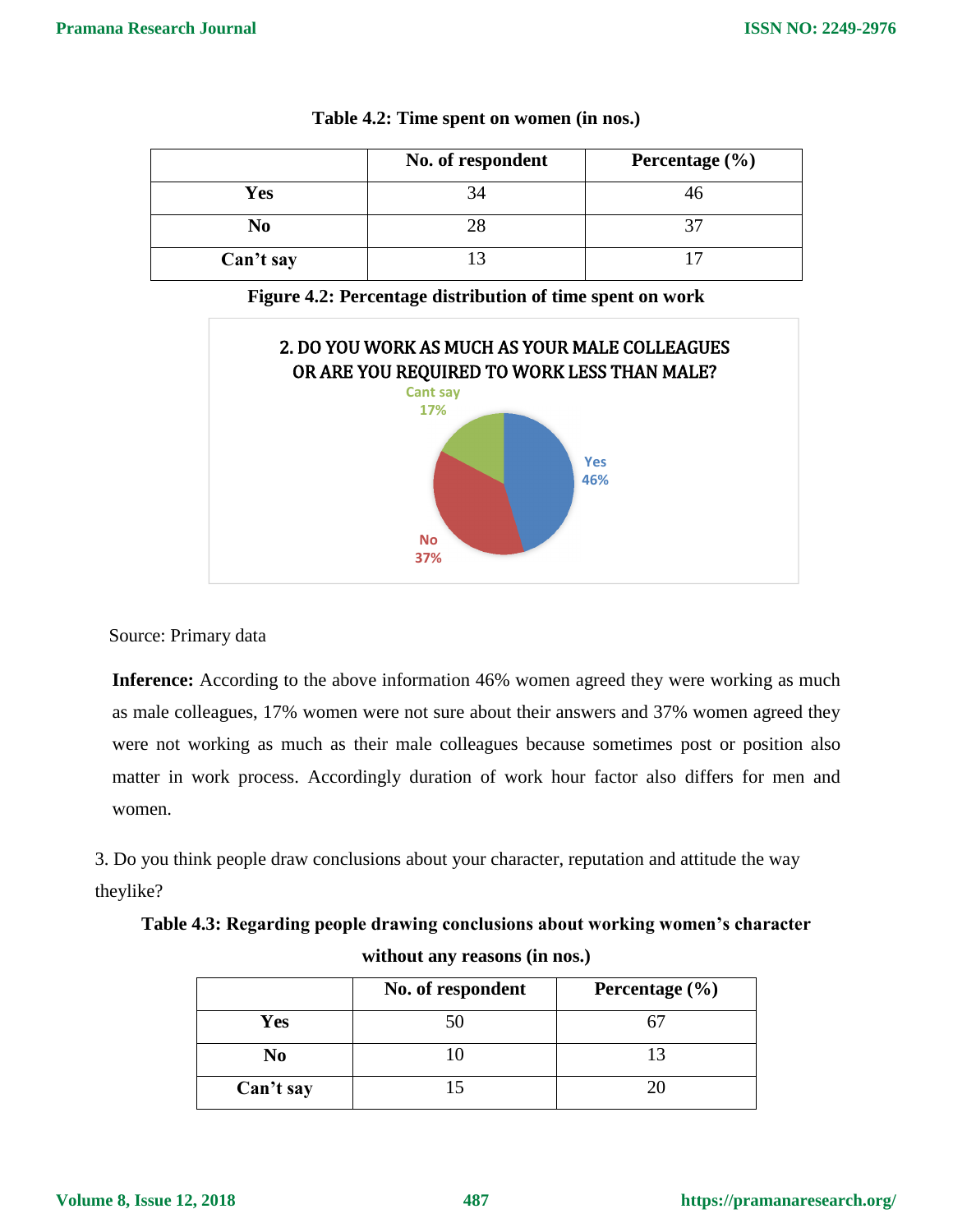**Table 4.2: Time spent on women (in nos.)**

| | No. of respondent | Percentage (%) |
|---|---|---|
| **Yes** | 34 | 46 |
| **No** | 28 | 37 |
| **Can't say** | 13 | 17 |

**Figure 4.2: Percentage distribution of time spent on work**

2. DO YOU WORK AS MUCH AS YOUR MALE COLLEAGUES OR ARE YOU REQUIRED TO WORK LESS THAN MALE?

Yes 46%, No 37%, Cant say 17%

Source: Primary data

**Inference:** According to the above information 46% women agreed they were working as much as male colleagues, 17% women were not sure about their answers and 37% women agreed they were not working as much as their male colleagues because sometimes post or position also matter in work process. Accordingly duration of work hour factor also differs for men and women.

3. Do you think people draw conclusions about your character, reputation and attitude the way theylike?

**Table 4.3: Regarding people drawing conclusions about working women's character without any reasons (in nos.)**

| | No. of respondent | Percentage (%) |
|---|---|---|
| **Yes** | 50 | 67 |
| **No** | 10 | 13 |
| **Can't say** | 15 | 20 |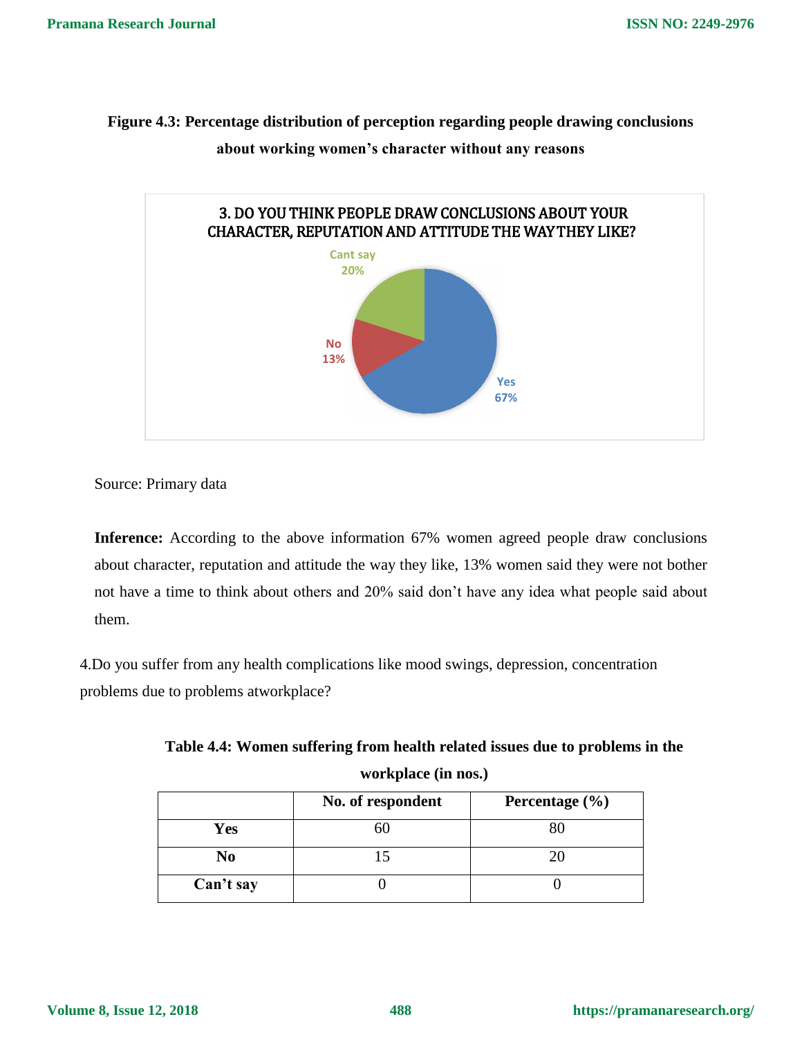**Figure 4.3: Percentage distribution of perception regarding people drawing conclusions about working women's character without any reasons**

3. DO YOU THINK PEOPLE DRAW CONCLUSIONS ABOUT YOUR CHARACTER, REPUTATION AND ATTITUDE THE WAY THEY LIKE?

Cant say 20%

No 13%

Yes 67%

Source: Primary data

**Inference:** According to the above information 67% women agreed people draw conclusions about character, reputation and attitude the way they like, 13% women said they were not bother not have a time to think about others and 20% said don't have any idea what people said about them.

4.Do you suffer from any health complications like mood swings, depression, concentration problems due to problems atworkplace?

**Table 4.4: Women suffering from health related issues due to problems in the workplace (in nos.)**

| | No. of respondent | Percentage (%) |
|---|---|---|
| **Yes** | 60 | 80 |
| **No** | 15 | 20 |
| **Can't say** | 0 | 0 |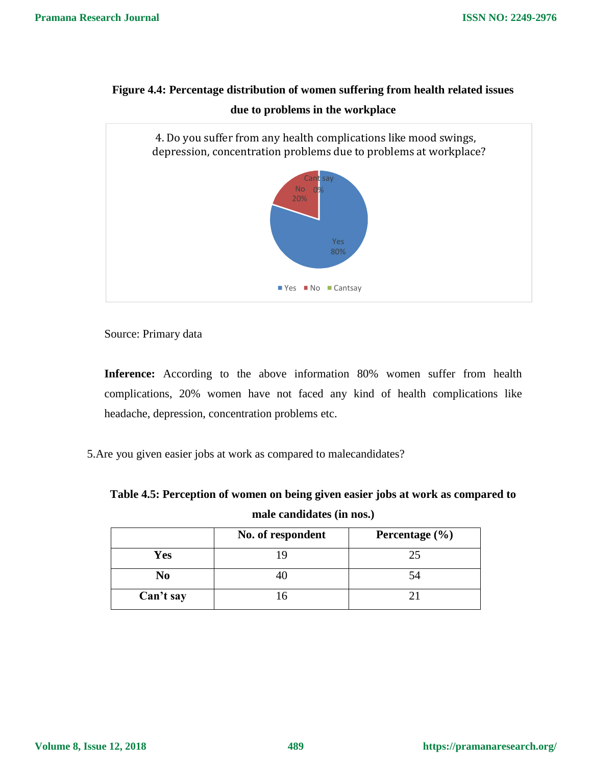**Figure 4.4: Percentage distribution of women suffering from health related issues due to problems in the workplace**

4. Do you suffer from any health complications like mood swings, depression, concentration problems due to problems at workplace?

Cant say 0%
No 20%
Yes 80%

Yes No Cantsay

Source: Primary data

**Inference:** According to the above information 80% women suffer from health complications, 20% women have not faced any kind of health complications like headache, depression, concentration problems etc.

5.Are you given easier jobs at work as compared to malecandidates?

**Table 4.5: Perception of women on being given easier jobs at work as compared to male candidates (in nos.)**

| | No. of respondent | Percentage (%) |
|---|---|---|
| **Yes** | 19 | 25 |
| **No** | 40 | 54 |
| **Can't say** | 16 | 21 |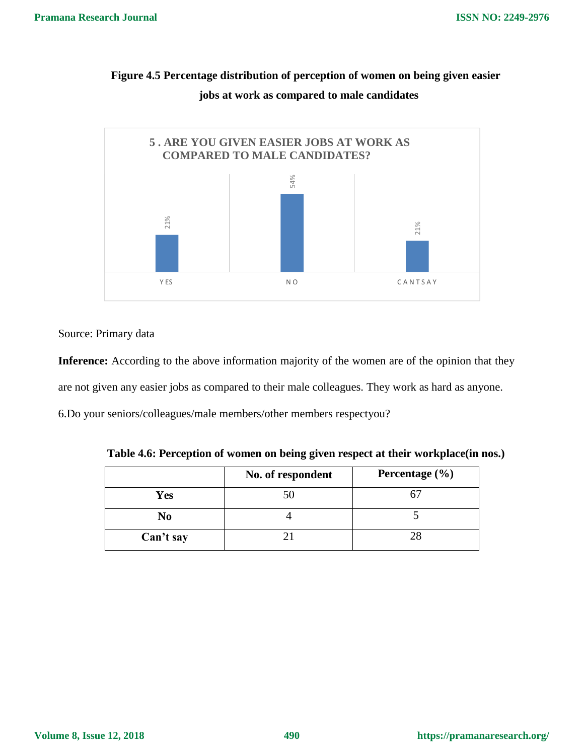**Figure 4.5 Percentage distribution of perception of women on being given easier jobs at work as compared to male candidates**

Source: Primary data

**Inference:** According to the above information majority of the women are of the opinion that they are not given any easier jobs as compared to their male colleagues. They work as hard as anyone.

6.Do your seniors/colleagues/male members/other members respectyou?

**Table 4.6: Perception of women on being given respect at their workplace(in nos.)**

| | No. of respondent | Percentage (%) |
|---|---|---|
| **Yes** | 50 | 67 |
| **No** | 4 | 5 |
| **Can't say** | 21 | 28 |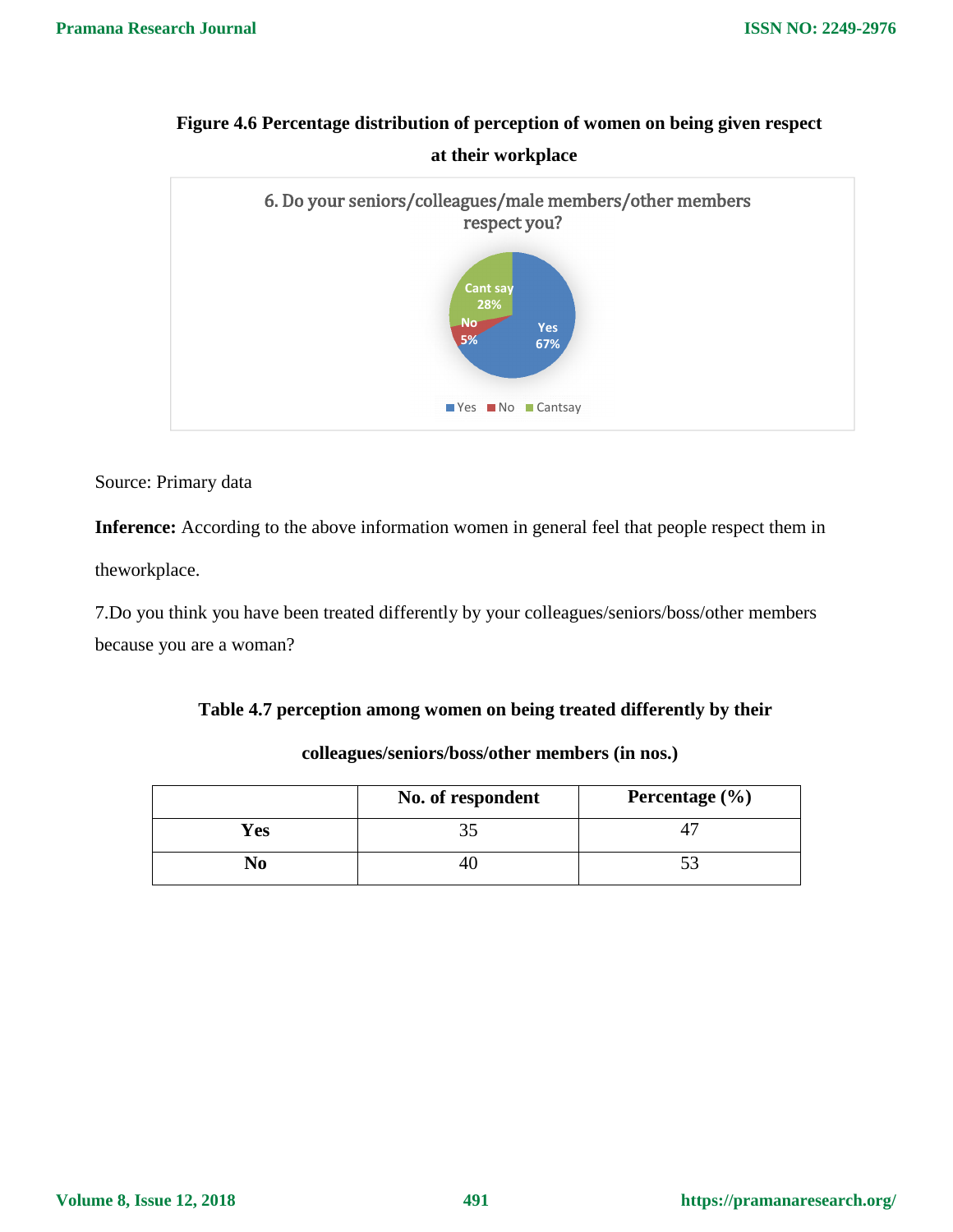**Figure 4.6 Percentage distribution of perception of women on being given respect at their workplace**

Source: Primary data

**Inference:** According to the above information women in general feel that people respect them in theworkplace.

7.Do you think you have been treated differently by your colleagues/seniors/boss/other members because you are a woman?

**Table 4.7 perception among women on being treated differently by their colleagues/seniors/boss/other members (in nos.)**

| | No. of respondent | Percentage (%) |
|---|---|---|
| **Yes** | 35 | 47 |
| **No** | 40 | 53 |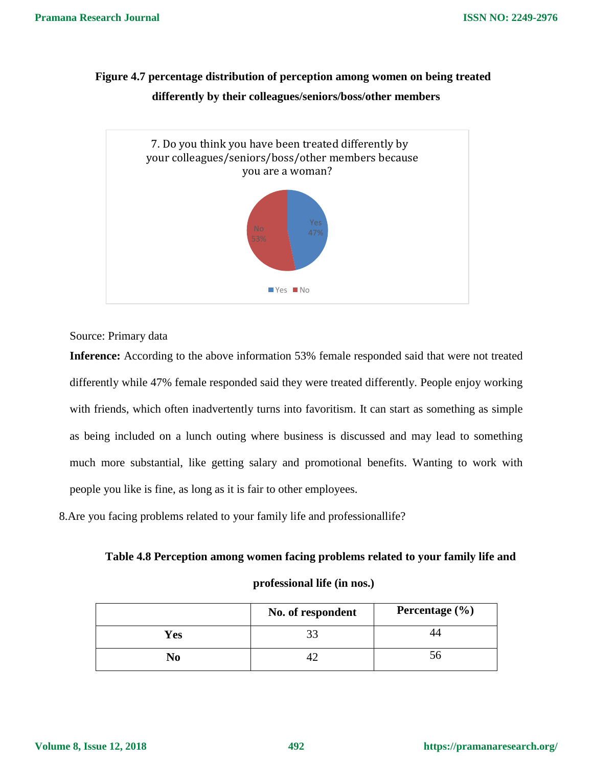**Figure 4.7 percentage distribution of perception among women on being treated differently by their colleagues/seniors/boss/other members**

7. Do you think you have been treated differently by your colleagues/seniors/boss/other members because you are a woman?

Yes 47%
No 53%

Source: Primary data

**Inference:** According to the above information 53% female responded said that were not treated differently while 47% female responded said they were treated differently. People enjoy working with friends, which often inadvertently turns into favoritism. It can start as something as simple as being included on a lunch outing where business is discussed and may lead to something much more substantial, like getting salary and promotional benefits. Wanting to work with people you like is fine, as long as it is fair to other employees.

8.Are you facing problems related to your family life and professionallife?

**Table 4.8 Perception among women facing problems related to your family life and professional life (in nos.)**

| | No. of respondent | Percentage (%) |
|---|---|---|
| **Yes** | 33 | 44 |
| **No** | 42 | 56 |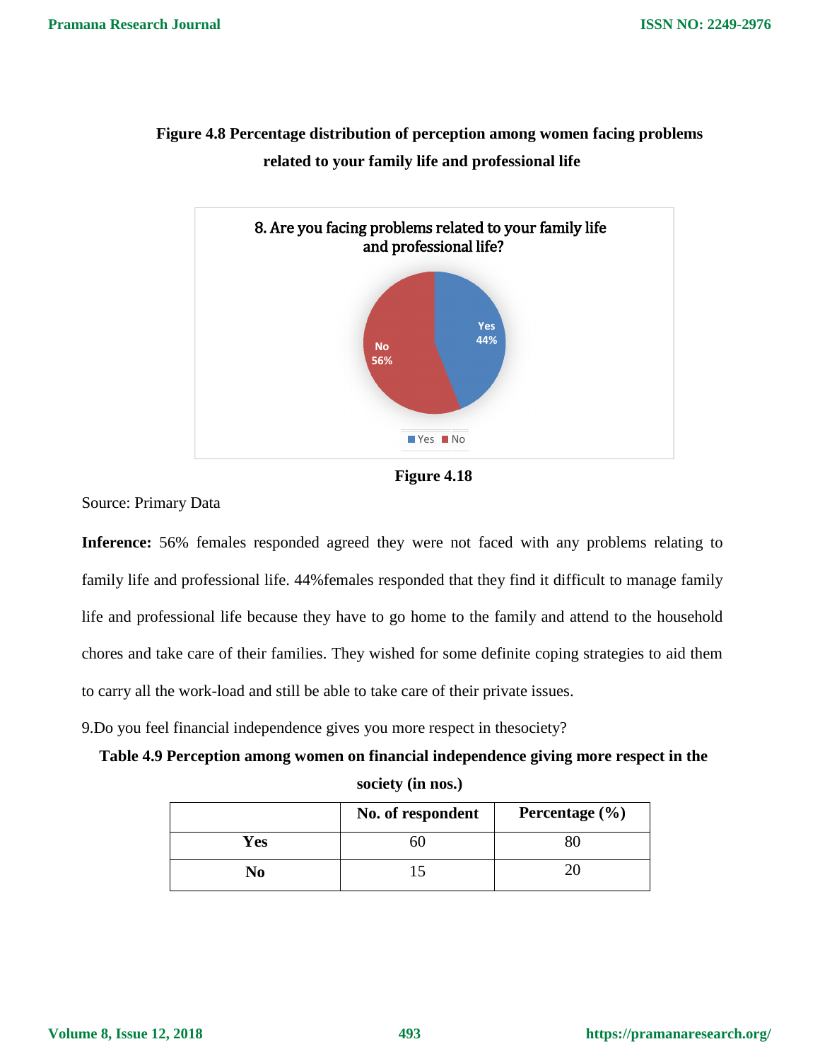**Figure 4.8 Percentage distribution of perception among women facing problems related to your family life and professional life**

**Figure 4.18**

Source: Primary Data

**Inference:** 56% females responded agreed they were not faced with any problems relating to family life and professional life. 44%females responded that they find it difficult to manage family life and professional life because they have to go home to the family and attend to the household chores and take care of their families. They wished for some definite coping strategies to aid them to carry all the work-load and still be able to take care of their private issues.

9.Do you feel financial independence gives you more respect in thesociety?

**Table 4.9 Perception among women on financial independence giving more respect in the society (in nos.)**

| | No. of respondent | Percentage (%) |
|---|---|---|
| **Yes** | 60 | 80 |
| **No** | 15 | 20 |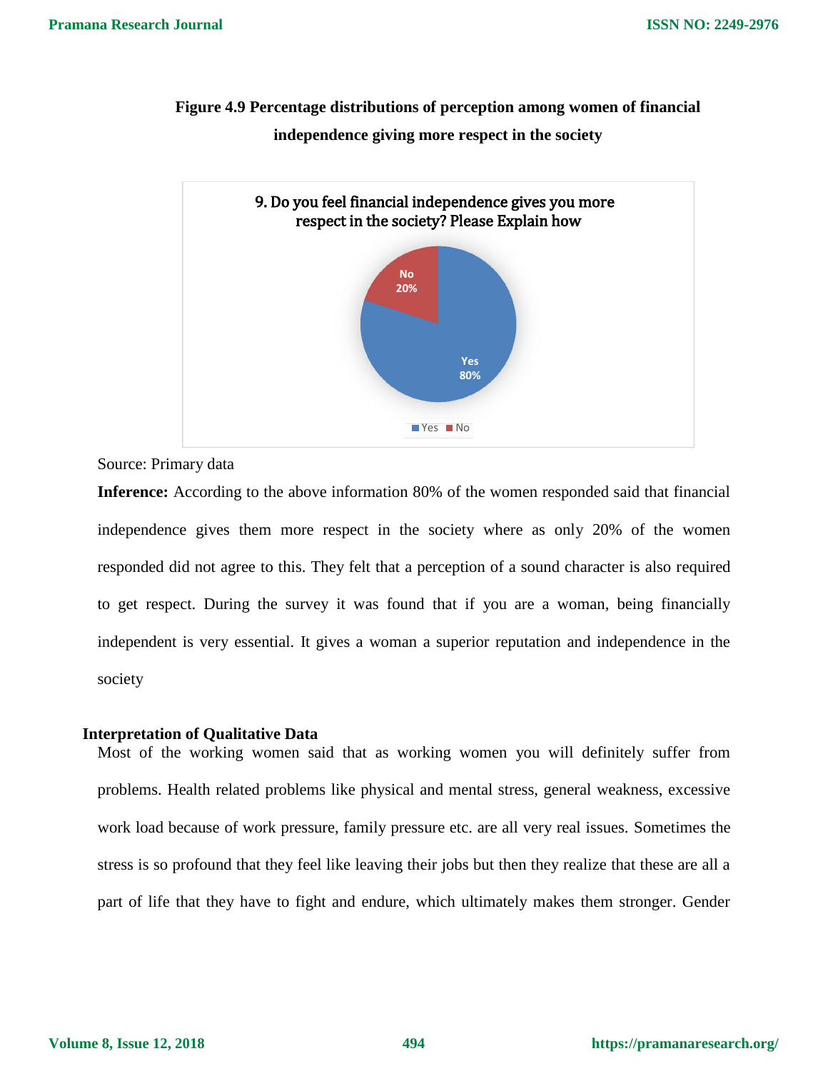**Figure 4.9 Percentage distributions of perception among women of financial independence giving more respect in the society**

9. Do you feel financial independence gives you more respect in the society? Please Explain how

No 20%

Yes 80%

Yes No

Source: Primary data

**Inference:** According to the above information 80% of the women responded said that financial independence gives them more respect in the society where as only 20% of the women responded did not agree to this. They felt that a perception of a sound character is also required to get respect. During the survey it was found that if you are a woman, being financially independent is very essential. It gives a woman a superior reputation and independence in the society

**Interpretation of Qualitative Data**

Most of the working women said that as working women you will definitely suffer from problems. Health related problems like physical and mental stress, general weakness, excessive work load because of work pressure, family pressure etc. are all very real issues. Sometimes the stress is so profound that they feel like leaving their jobs but then they realize that these are all a part of life that they have to fight and endure, which ultimately makes them stronger. Gender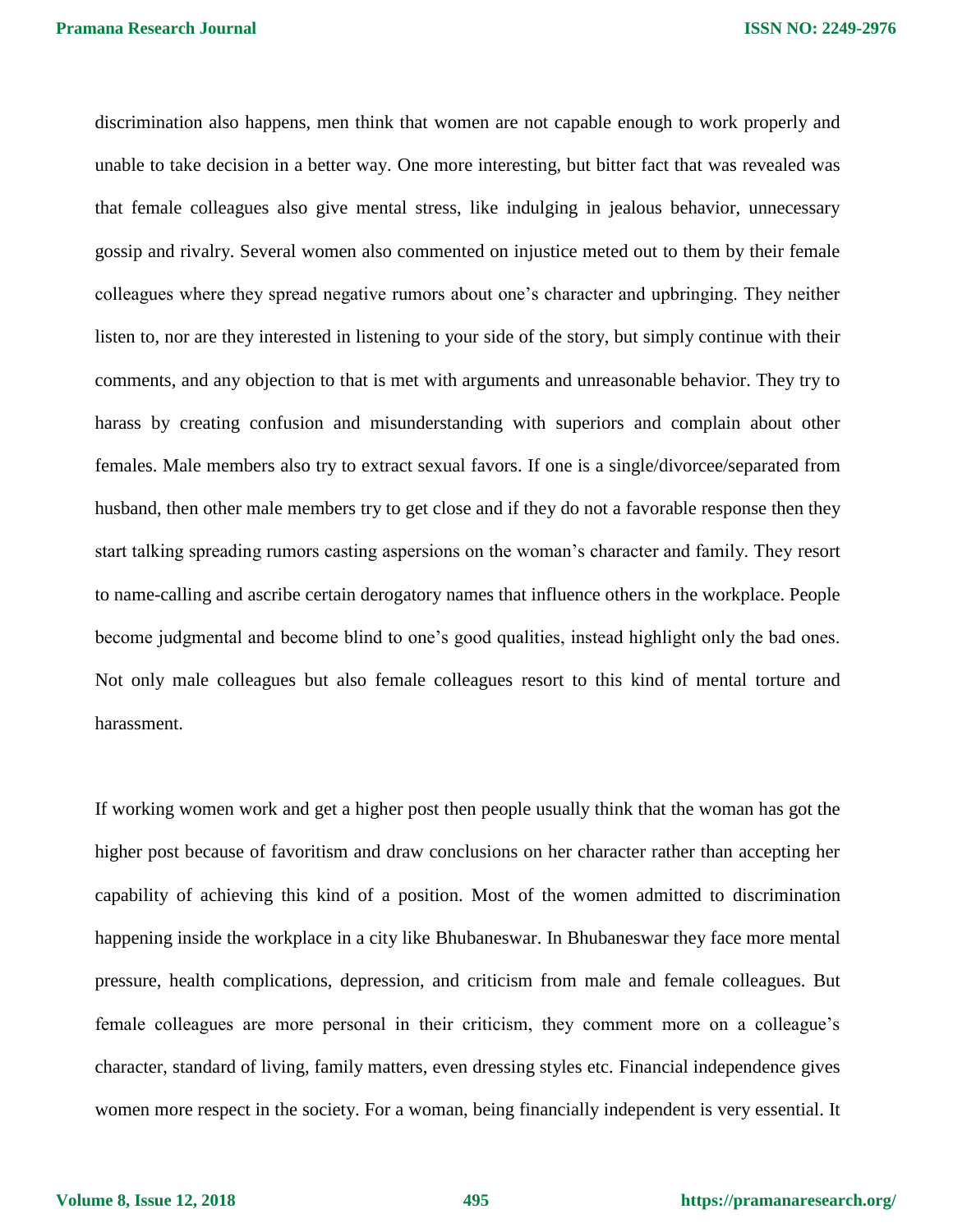discrimination also happens, men think that women are not capable enough to work properly and unable to take decision in a better way. One more interesting, but bitter fact that was revealed was that female colleagues also give mental stress, like indulging in jealous behavior, unnecessary gossip and rivalry. Several women also commented on injustice meted out to them by their female colleagues where they spread negative rumors about one's character and upbringing. They neither listen to, nor are they interested in listening to your side of the story, but simply continue with their comments, and any objection to that is met with arguments and unreasonable behavior. They try to harass by creating confusion and misunderstanding with superiors and complain about other females. Male members also try to extract sexual favors. If one is a single/divorcee/separated from husband, then other male members try to get close and if they do not a favorable response then they start talking spreading rumors casting aspersions on the woman's character and family. They resort to name-calling and ascribe certain derogatory names that influence others in the workplace. People become judgmental and become blind to one's good qualities, instead highlight only the bad ones. Not only male colleagues but also female colleagues resort to this kind of mental torture and harassment.

If working women work and get a higher post then people usually think that the woman has got the higher post because of favoritism and draw conclusions on her character rather than accepting her capability of achieving this kind of a position. Most of the women admitted to discrimination happening inside the workplace in a city like Bhubaneswar. In Bhubaneswar they face more mental pressure, health complications, depression, and criticism from male and female colleagues. But female colleagues are more personal in their criticism, they comment more on a colleague's character, standard of living, family matters, even dressing styles etc. Financial independence gives women more respect in the society. For a woman, being financially independent is very essential. It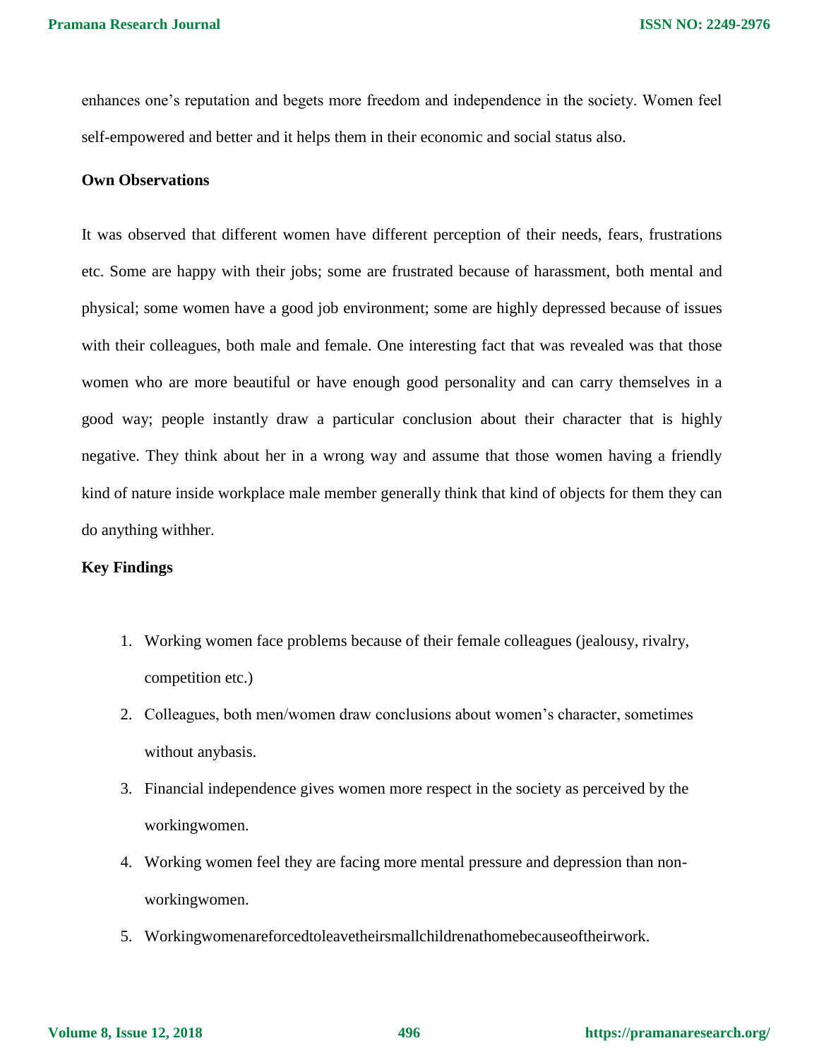enhances one's reputation and begets more freedom and independence in the society. Women feel self-empowered and better and it helps them in their economic and social status also.

**Own Observations**

It was observed that different women have different perception of their needs, fears, frustrations etc. Some are happy with their jobs; some are frustrated because of harassment, both mental and physical; some women have a good job environment; some are highly depressed because of issues with their colleagues, both male and female. One interesting fact that was revealed was that those women who are more beautiful or have enough good personality and can carry themselves in a good way; people instantly draw a particular conclusion about their character that is highly negative. They think about her in a wrong way and assume that those women having a friendly kind of nature inside workplace male member generally think that kind of objects for them they can do anything withher.

**Key Findings**

1. Working women face problems because of their female colleagues (jealousy, rivalry, competition etc.)
2. Colleagues, both men/women draw conclusions about women's character, sometimes without anybasis.
3. Financial independence gives women more respect in the society as perceived by the workingwomen.
4. Working women feel they are facing more mental pressure and depression than non-workingwomen.
5. Workingwomenareforcedtoleavetheirsmallchildrenathomebecauseoftheirwork.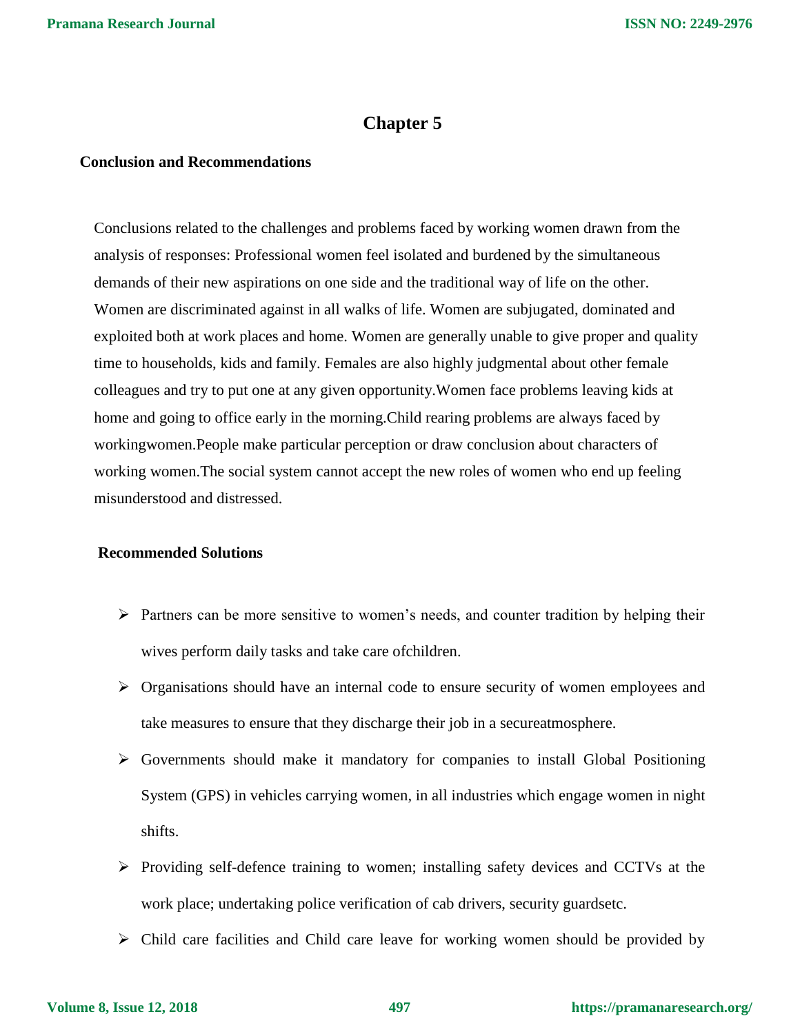# Chapter 5

## Conclusion and Recommendations

Conclusions related to the challenges and problems faced by working women drawn from the analysis of responses: Professional women feel isolated and burdened by the simultaneous demands of their new aspirations on one side and the traditional way of life on the other. Women are discriminated against in all walks of life. Women are subjugated, dominated and exploited both at work places and home. Women are generally unable to give proper and quality time to households, kids and family. Females are also highly judgmental about other female colleagues and try to put one at any given opportunity.Women face problems leaving kids at home and going to office early in the morning.Child rearing problems are always faced by workingwomen.People make particular perception or draw conclusion about characters of working women.The social system cannot accept the new roles of women who end up feeling misunderstood and distressed.

### Recommended Solutions

- Partners can be more sensitive to women's needs, and counter tradition by helping their wives perform daily tasks and take care ofchildren.
- Organisations should have an internal code to ensure security of women employees and take measures to ensure that they discharge their job in a secureatmosphere.
- Governments should make it mandatory for companies to install Global Positioning System (GPS) in vehicles carrying women, in all industries which engage women in night shifts.
- Providing self-defence training to women; installing safety devices and CCTVs at the work place; undertaking police verification of cab drivers, security guardsetc.
- Child care facilities and Child care leave for working women should be provided by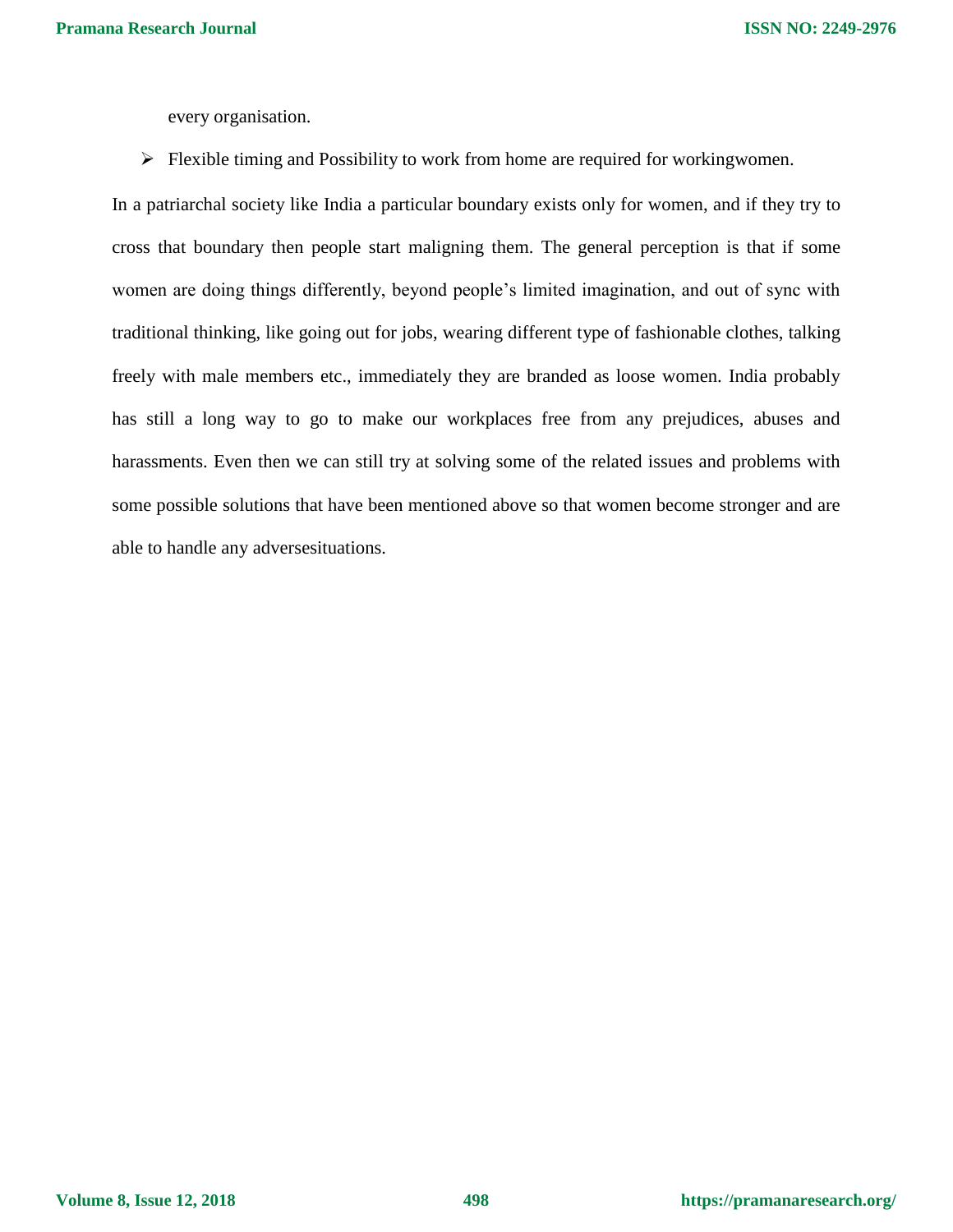every organisation.

- Flexible timing and Possibility to work from home are required for workingwomen.

In a patriarchal society like India a particular boundary exists only for women, and if they try to cross that boundary then people start maligning them. The general perception is that if some women are doing things differently, beyond people's limited imagination, and out of sync with traditional thinking, like going out for jobs, wearing different type of fashionable clothes, talking freely with male members etc., immediately they are branded as loose women. India probably has still a long way to go to make our workplaces free from any prejudices, abuses and harassments. Even then we can still try at solving some of the related issues and problems with some possible solutions that have been mentioned above so that women become stronger and are able to handle any adversesituations.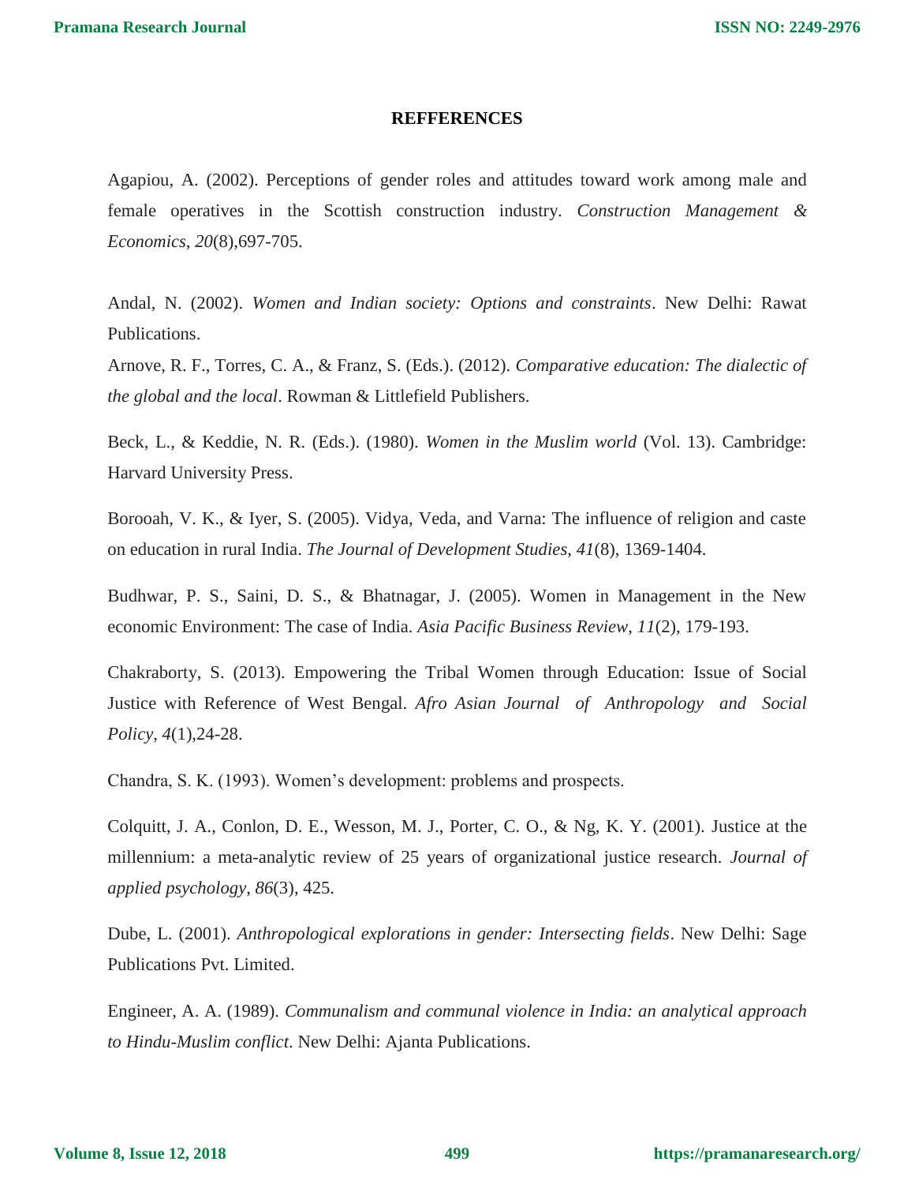## REFFERENCES

Agapiou, A. (2002). Perceptions of gender roles and attitudes toward work among male and female operatives in the Scottish construction industry. *Construction Management & Economics*, *20*(8),697-705.

Andal, N. (2002). *Women and Indian society: Options and constraints*. New Delhi: Rawat Publications.

Arnove, R. F., Torres, C. A., & Franz, S. (Eds.). (2012). *Comparative education: The dialectic of the global and the local*. Rowman & Littlefield Publishers.

Beck, L., & Keddie, N. R. (Eds.). (1980). *Women in the Muslim world* (Vol. 13). Cambridge: Harvard University Press.

Borooah, V. K., & Iyer, S. (2005). Vidya, Veda, and Varna: The influence of religion and caste on education in rural India. *The Journal of Development Studies*, *41*(8), 1369-1404.

Budhwar, P. S., Saini, D. S., & Bhatnagar, J. (2005). Women in Management in the New economic Environment: The case of India. *Asia Pacific Business Review*, *11*(2), 179-193.

Chakraborty, S. (2013). Empowering the Tribal Women through Education: Issue of Social Justice with Reference of West Bengal. *Afro Asian Journal of Anthropology and Social Policy*, *4*(1),24-28.

Chandra, S. K. (1993). Women's development: problems and prospects.

Colquitt, J. A., Conlon, D. E., Wesson, M. J., Porter, C. O., & Ng, K. Y. (2001). Justice at the millennium: a meta-analytic review of 25 years of organizational justice research. *Journal of applied psychology*, *86*(3), 425.

Dube, L. (2001). *Anthropological explorations in gender: Intersecting fields*. New Delhi: Sage Publications Pvt. Limited.

Engineer, A. A. (1989). *Communalism and communal violence in India: an analytical approach to Hindu-Muslim conflict*. New Delhi: Ajanta Publications.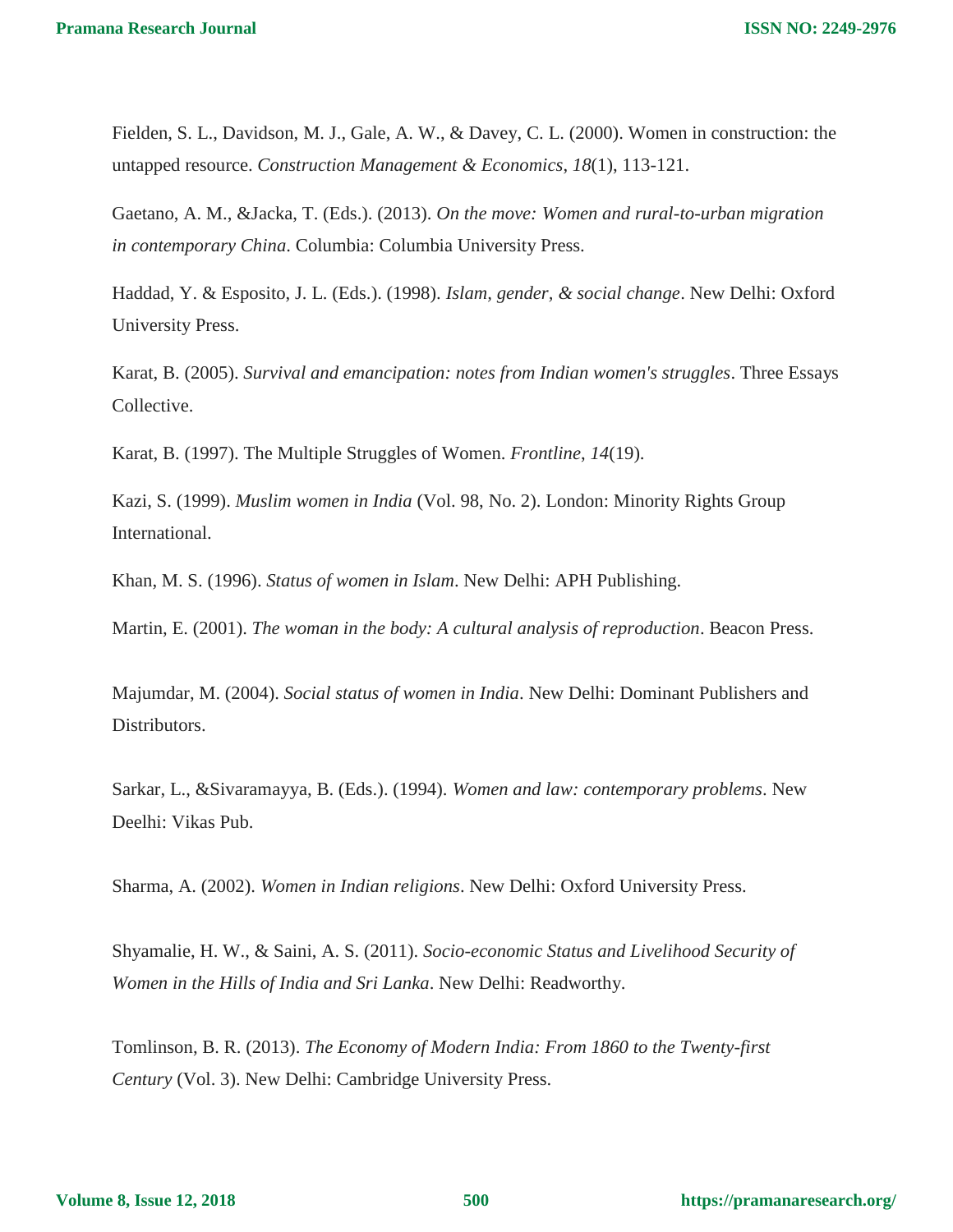Fielden, S. L., Davidson, M. J., Gale, A. W., & Davey, C. L. (2000). Women in construction: the untapped resource. *Construction Management & Economics*, *18*(1), 113-121.

Gaetano, A. M., &Jacka, T. (Eds.). (2013). *On the move: Women and rural-to-urban migration in contemporary China*. Columbia: Columbia University Press.

Haddad, Y. & Esposito, J. L. (Eds.). (1998). *Islam, gender, & social change*. New Delhi: Oxford University Press.

Karat, B. (2005). *Survival and emancipation: notes from Indian women's struggles*. Three Essays Collective.

Karat, B. (1997). The Multiple Struggles of Women. *Frontline*, *14*(19).

Kazi, S. (1999). *Muslim women in India* (Vol. 98, No. 2). London: Minority Rights Group International.

Khan, M. S. (1996). *Status of women in Islam*. New Delhi: APH Publishing.

Martin, E. (2001). *The woman in the body: A cultural analysis of reproduction*. Beacon Press.

Majumdar, M. (2004). *Social status of women in India*. New Delhi: Dominant Publishers and Distributors.

Sarkar, L., &Sivaramayya, B. (Eds.). (1994). *Women and law: contemporary problems*. New Deelhi: Vikas Pub.

Sharma, A. (2002). *Women in Indian religions*. New Delhi: Oxford University Press.

Shyamalie, H. W., & Saini, A. S. (2011). *Socio-economic Status and Livelihood Security of Women in the Hills of India and Sri Lanka*. New Delhi: Readworthy.

Tomlinson, B. R. (2013). *The Economy of Modern India: From 1860 to the Twenty-first Century* (Vol. 3). New Delhi: Cambridge University Press.